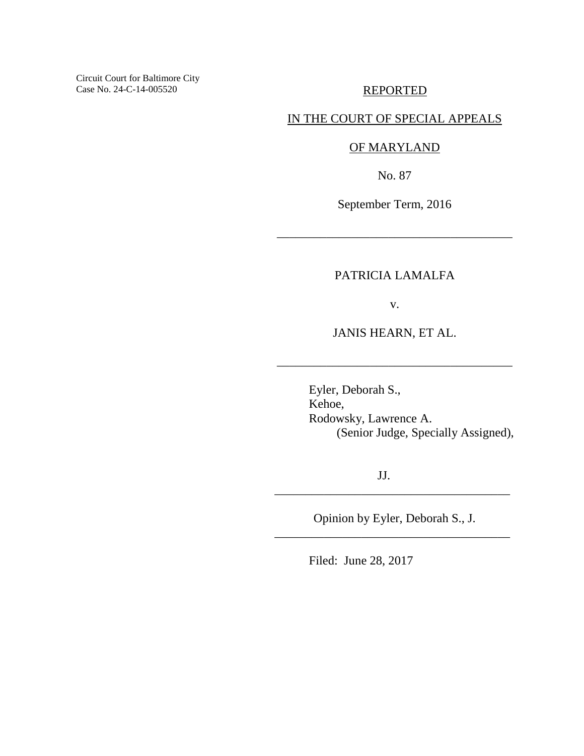Circuit Court for Baltimore City
Case No. 24-C-14-005520

REPORTED

IN THE COURT OF SPECIAL APPEALS

OF MARYLAND

No. 87

September Term, 2016

---

PATRICIA LAMALFA

v.

JANIS HEARN, ET AL.

---

Eyler, Deborah S.,
Kehoe,
Rodowsky, Lawrence A.
(Senior Judge, Specially Assigned),

JJ.

---

Opinion by Eyler, Deborah S., J.

---

Filed: June 28, 2017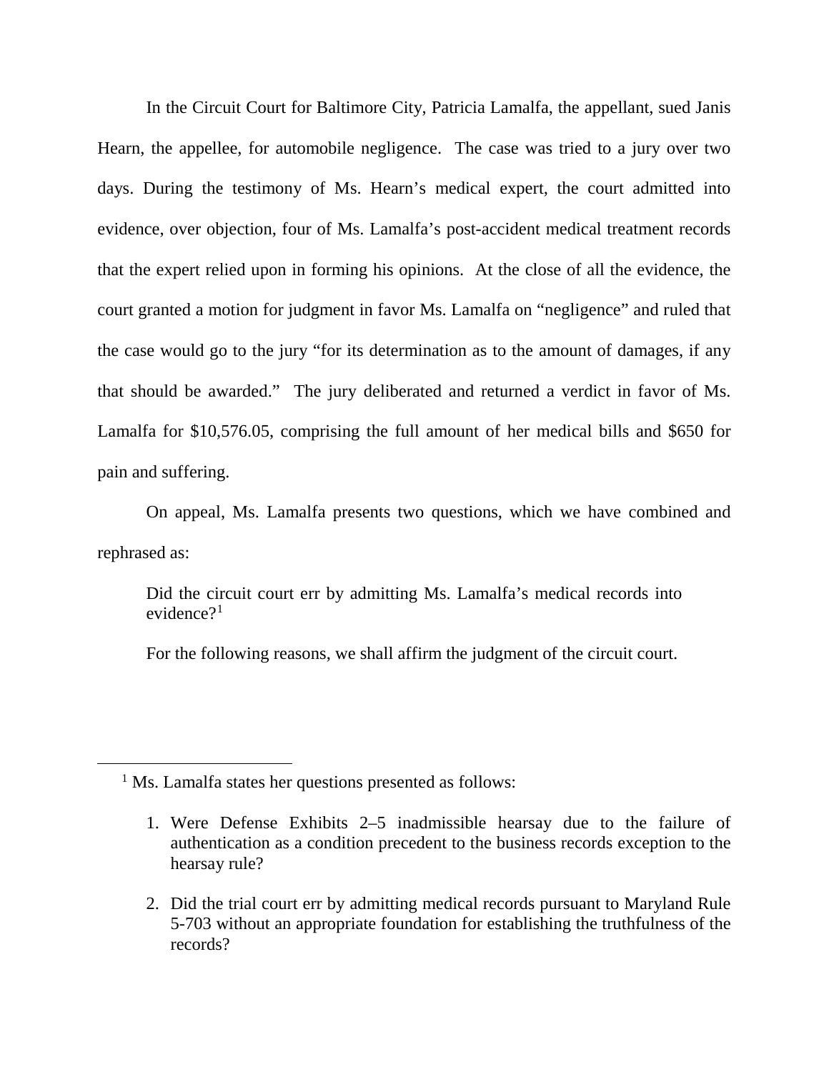In the Circuit Court for Baltimore City, Patricia Lamalfa, the appellant, sued Janis Hearn, the appellee, for automobile negligence. The case was tried to a jury over two days. During the testimony of Ms. Hearn's medical expert, the court admitted into evidence, over objection, four of Ms. Lamalfa's post-accident medical treatment records that the expert relied upon in forming his opinions. At the close of all the evidence, the court granted a motion for judgment in favor Ms. Lamalfa on "negligence" and ruled that the case would go to the jury "for its determination as to the amount of damages, if any that should be awarded." The jury deliberated and returned a verdict in favor of Ms. Lamalfa for $10,576.05, comprising the full amount of her medical bills and $650 for pain and suffering.

On appeal, Ms. Lamalfa presents two questions, which we have combined and rephrased as:

> Did the circuit court err by admitting Ms. Lamalfa's medical records into evidence?[1]

For the following reasons, we shall affirm the judgment of the circuit court.

---

[1] Ms. Lamalfa states her questions presented as follows:

1. Were Defense Exhibits 2–5 inadmissible hearsay due to the failure of authentication as a condition precedent to the business records exception to the hearsay rule?

2. Did the trial court err by admitting medical records pursuant to Maryland Rule 5-703 without an appropriate foundation for establishing the truthfulness of the records?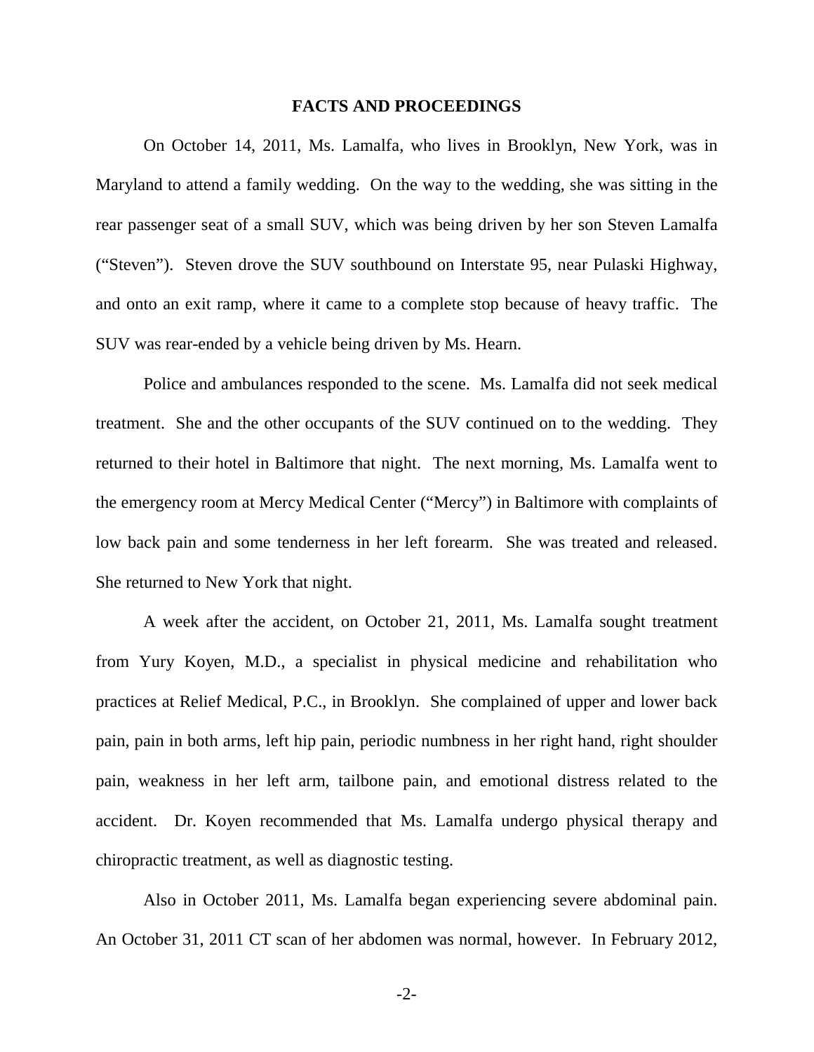## FACTS AND PROCEEDINGS

On October 14, 2011, Ms. Lamalfa, who lives in Brooklyn, New York, was in Maryland to attend a family wedding. On the way to the wedding, she was sitting in the rear passenger seat of a small SUV, which was being driven by her son Steven Lamalfa ("Steven"). Steven drove the SUV southbound on Interstate 95, near Pulaski Highway, and onto an exit ramp, where it came to a complete stop because of heavy traffic. The SUV was rear-ended by a vehicle being driven by Ms. Hearn.

Police and ambulances responded to the scene. Ms. Lamalfa did not seek medical treatment. She and the other occupants of the SUV continued on to the wedding. They returned to their hotel in Baltimore that night. The next morning, Ms. Lamalfa went to the emergency room at Mercy Medical Center ("Mercy") in Baltimore with complaints of low back pain and some tenderness in her left forearm. She was treated and released. She returned to New York that night.

A week after the accident, on October 21, 2011, Ms. Lamalfa sought treatment from Yury Koyen, M.D., a specialist in physical medicine and rehabilitation who practices at Relief Medical, P.C., in Brooklyn. She complained of upper and lower back pain, pain in both arms, left hip pain, periodic numbness in her right hand, right shoulder pain, weakness in her left arm, tailbone pain, and emotional distress related to the accident. Dr. Koyen recommended that Ms. Lamalfa undergo physical therapy and chiropractic treatment, as well as diagnostic testing.

Also in October 2011, Ms. Lamalfa began experiencing severe abdominal pain. An October 31, 2011 CT scan of her abdomen was normal, however. In February 2012,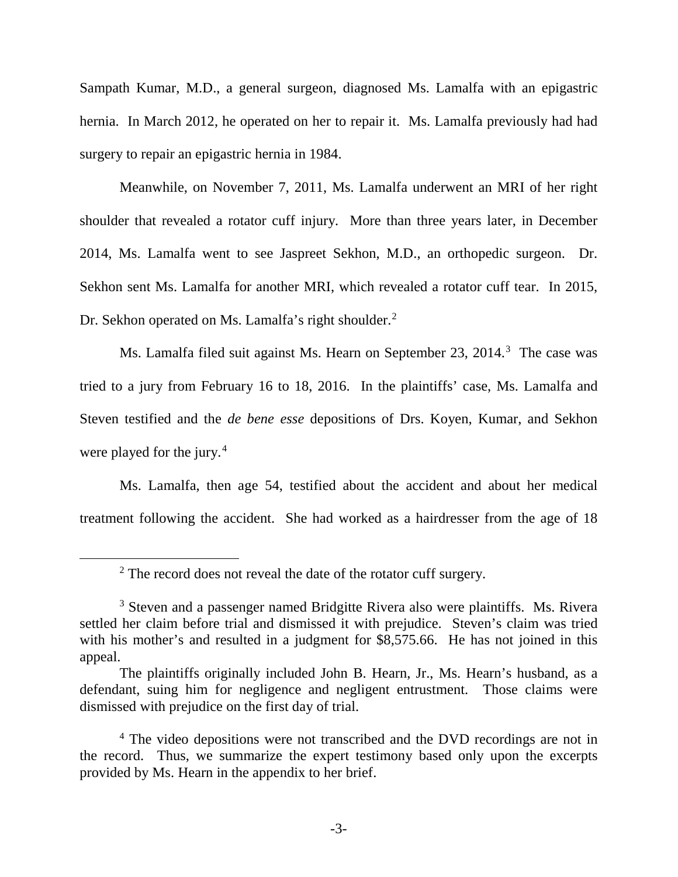Sampath Kumar, M.D., a general surgeon, diagnosed Ms. Lamalfa with an epigastric hernia. In March 2012, he operated on her to repair it. Ms. Lamalfa previously had had surgery to repair an epigastric hernia in 1984.

Meanwhile, on November 7, 2011, Ms. Lamalfa underwent an MRI of her right shoulder that revealed a rotator cuff injury. More than three years later, in December 2014, Ms. Lamalfa went to see Jaspreet Sekhon, M.D., an orthopedic surgeon. Dr. Sekhon sent Ms. Lamalfa for another MRI, which revealed a rotator cuff tear. In 2015, Dr. Sekhon operated on Ms. Lamalfa's right shoulder.[2]

Ms. Lamalfa filed suit against Ms. Hearn on September 23, 2014.[3] The case was tried to a jury from February 16 to 18, 2016. In the plaintiffs' case, Ms. Lamalfa and Steven testified and the *de bene esse* depositions of Drs. Koyen, Kumar, and Sekhon were played for the jury.[4]

Ms. Lamalfa, then age 54, testified about the accident and about her medical treatment following the accident. She had worked as a hairdresser from the age of 18

---

[2] The record does not reveal the date of the rotator cuff surgery.

[3] Steven and a passenger named Bridgitte Rivera also were plaintiffs. Ms. Rivera settled her claim before trial and dismissed it with prejudice. Steven's claim was tried with his mother's and resulted in a judgment for $8,575.66. He has not joined in this appeal.

The plaintiffs originally included John B. Hearn, Jr., Ms. Hearn's husband, as a defendant, suing him for negligence and negligent entrustment. Those claims were dismissed with prejudice on the first day of trial.

[4] The video depositions were not transcribed and the DVD recordings are not in the record. Thus, we summarize the expert testimony based only upon the excerpts provided by Ms. Hearn in the appendix to her brief.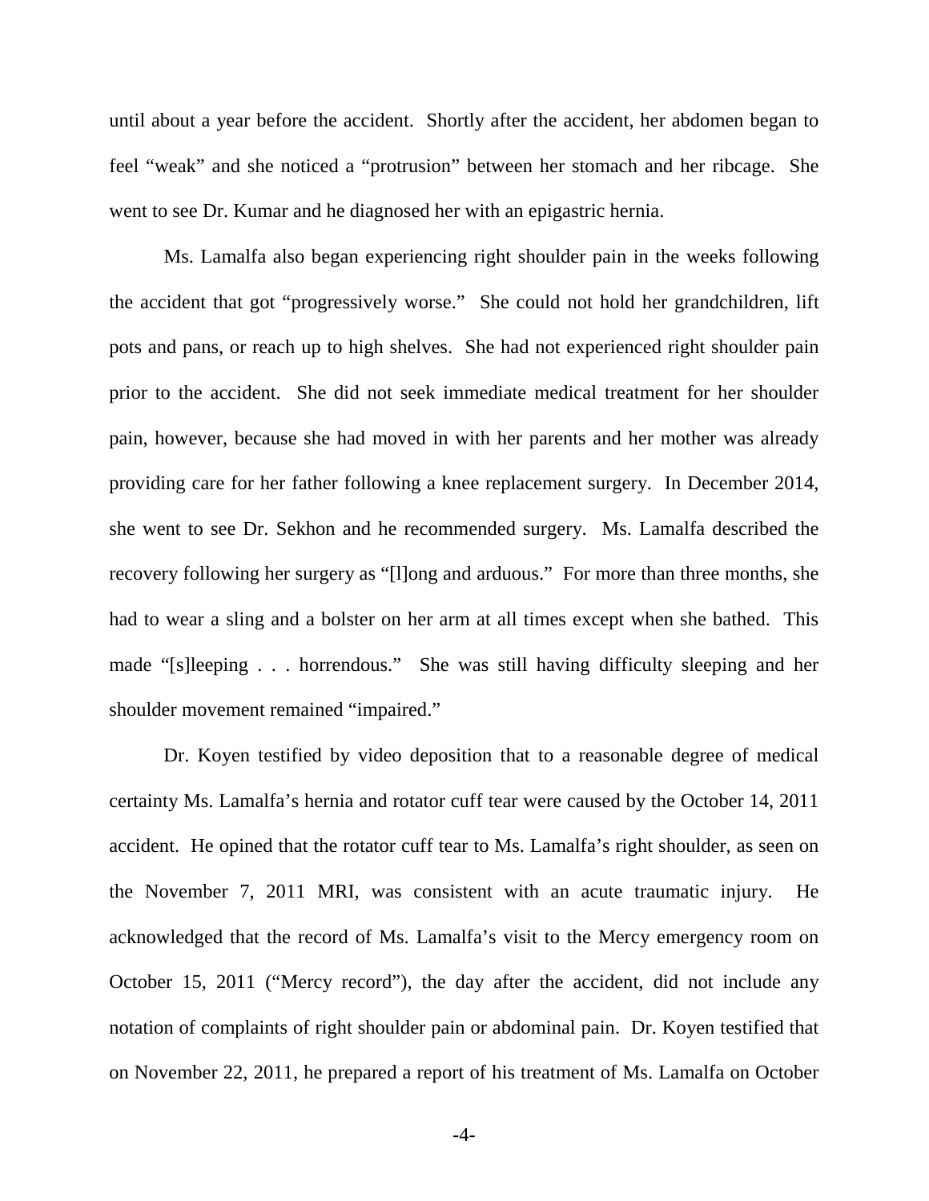until about a year before the accident. Shortly after the accident, her abdomen began to feel "weak" and she noticed a "protrusion" between her stomach and her ribcage. She went to see Dr. Kumar and he diagnosed her with an epigastric hernia.

Ms. Lamalfa also began experiencing right shoulder pain in the weeks following the accident that got "progressively worse." She could not hold her grandchildren, lift pots and pans, or reach up to high shelves. She had not experienced right shoulder pain prior to the accident. She did not seek immediate medical treatment for her shoulder pain, however, because she had moved in with her parents and her mother was already providing care for her father following a knee replacement surgery. In December 2014, she went to see Dr. Sekhon and he recommended surgery. Ms. Lamalfa described the recovery following her surgery as "[l]ong and arduous." For more than three months, she had to wear a sling and a bolster on her arm at all times except when she bathed. This made "[s]leeping . . . horrendous." She was still having difficulty sleeping and her shoulder movement remained "impaired."

Dr. Koyen testified by video deposition that to a reasonable degree of medical certainty Ms. Lamalfa's hernia and rotator cuff tear were caused by the October 14, 2011 accident. He opined that the rotator cuff tear to Ms. Lamalfa's right shoulder, as seen on the November 7, 2011 MRI, was consistent with an acute traumatic injury. He acknowledged that the record of Ms. Lamalfa's visit to the Mercy emergency room on October 15, 2011 ("Mercy record"), the day after the accident, did not include any notation of complaints of right shoulder pain or abdominal pain. Dr. Koyen testified that on November 22, 2011, he prepared a report of his treatment of Ms. Lamalfa on October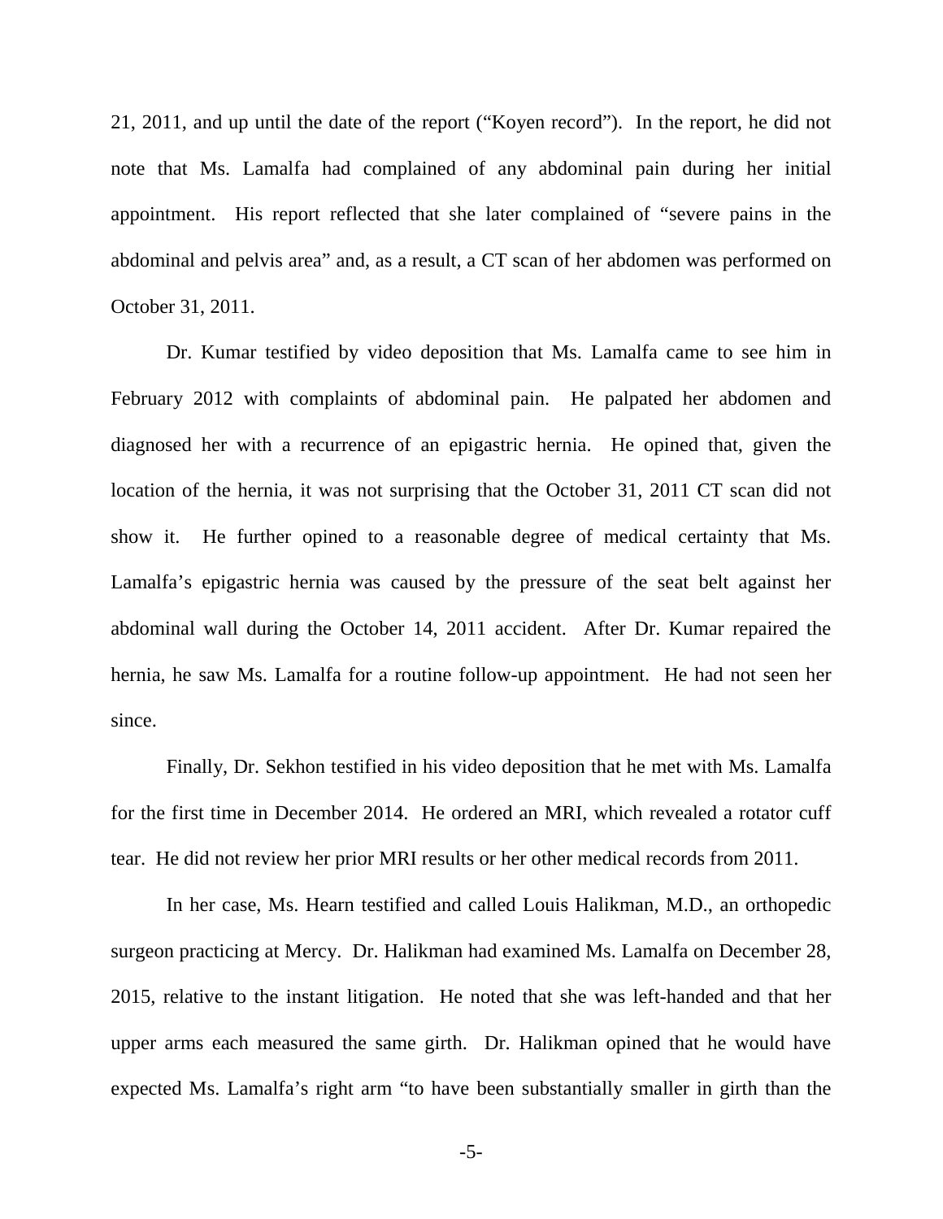21, 2011, and up until the date of the report ("Koyen record"). In the report, he did not note that Ms. Lamalfa had complained of any abdominal pain during her initial appointment. His report reflected that she later complained of "severe pains in the abdominal and pelvis area" and, as a result, a CT scan of her abdomen was performed on October 31, 2011.

Dr. Kumar testified by video deposition that Ms. Lamalfa came to see him in February 2012 with complaints of abdominal pain. He palpated her abdomen and diagnosed her with a recurrence of an epigastric hernia. He opined that, given the location of the hernia, it was not surprising that the October 31, 2011 CT scan did not show it. He further opined to a reasonable degree of medical certainty that Ms. Lamalfa's epigastric hernia was caused by the pressure of the seat belt against her abdominal wall during the October 14, 2011 accident. After Dr. Kumar repaired the hernia, he saw Ms. Lamalfa for a routine follow-up appointment. He had not seen her since.

Finally, Dr. Sekhon testified in his video deposition that he met with Ms. Lamalfa for the first time in December 2014. He ordered an MRI, which revealed a rotator cuff tear. He did not review her prior MRI results or her other medical records from 2011.

In her case, Ms. Hearn testified and called Louis Halikman, M.D., an orthopedic surgeon practicing at Mercy. Dr. Halikman had examined Ms. Lamalfa on December 28, 2015, relative to the instant litigation. He noted that she was left-handed and that her upper arms each measured the same girth. Dr. Halikman opined that he would have expected Ms. Lamalfa's right arm "to have been substantially smaller in girth than the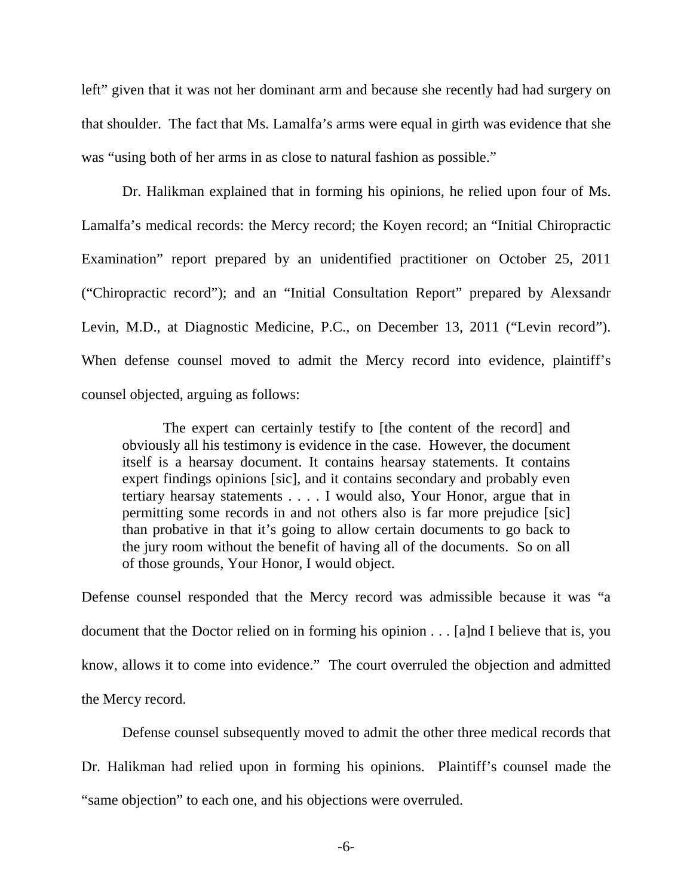left" given that it was not her dominant arm and because she recently had had surgery on that shoulder. The fact that Ms. Lamalfa's arms were equal in girth was evidence that she was "using both of her arms in as close to natural fashion as possible."

Dr. Halikman explained that in forming his opinions, he relied upon four of Ms. Lamalfa's medical records: the Mercy record; the Koyen record; an "Initial Chiropractic Examination" report prepared by an unidentified practitioner on October 25, 2011 ("Chiropractic record"); and an "Initial Consultation Report" prepared by Alexsandr Levin, M.D., at Diagnostic Medicine, P.C., on December 13, 2011 ("Levin record"). When defense counsel moved to admit the Mercy record into evidence, plaintiff's counsel objected, arguing as follows:

> The expert can certainly testify to [the content of the record] and obviously all his testimony is evidence in the case. However, the document itself is a hearsay document. It contains hearsay statements. It contains expert findings opinions [sic], and it contains secondary and probably even tertiary hearsay statements . . . . I would also, Your Honor, argue that in permitting some records in and not others also is far more prejudice [sic] than probative in that it's going to allow certain documents to go back to the jury room without the benefit of having all of the documents. So on all of those grounds, Your Honor, I would object.

Defense counsel responded that the Mercy record was admissible because it was "a document that the Doctor relied on in forming his opinion . . . [a]nd I believe that is, you know, allows it to come into evidence." The court overruled the objection and admitted the Mercy record.

Defense counsel subsequently moved to admit the other three medical records that Dr. Halikman had relied upon in forming his opinions. Plaintiff's counsel made the "same objection" to each one, and his objections were overruled.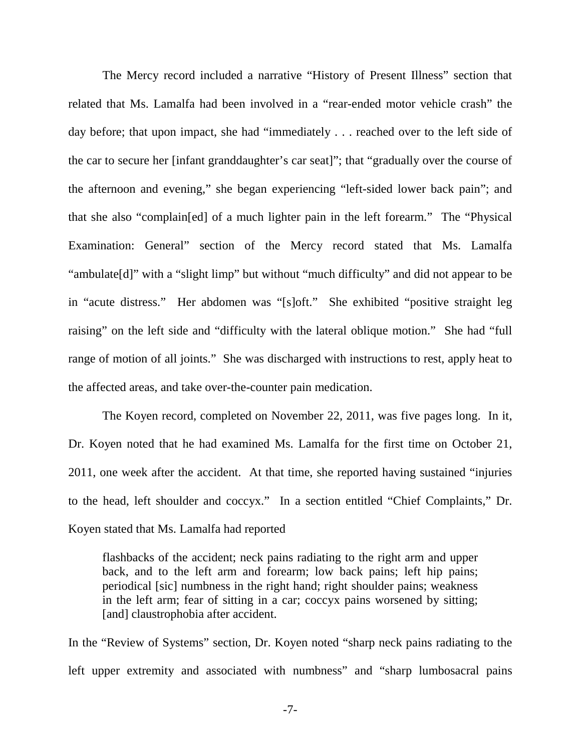The Mercy record included a narrative "History of Present Illness" section that related that Ms. Lamalfa had been involved in a "rear-ended motor vehicle crash" the day before; that upon impact, she had "immediately . . . reached over to the left side of the car to secure her [infant granddaughter's car seat]"; that "gradually over the course of the afternoon and evening," she began experiencing "left-sided lower back pain"; and that she also "complain[ed] of a much lighter pain in the left forearm." The "Physical Examination: General" section of the Mercy record stated that Ms. Lamalfa "ambulate[d]" with a "slight limp" but without "much difficulty" and did not appear to be in "acute distress." Her abdomen was "[s]oft." She exhibited "positive straight leg raising" on the left side and "difficulty with the lateral oblique motion." She had "full range of motion of all joints." She was discharged with instructions to rest, apply heat to the affected areas, and take over-the-counter pain medication.

The Koyen record, completed on November 22, 2011, was five pages long. In it, Dr. Koyen noted that he had examined Ms. Lamalfa for the first time on October 21, 2011, one week after the accident. At that time, she reported having sustained "injuries to the head, left shoulder and coccyx." In a section entitled "Chief Complaints," Dr. Koyen stated that Ms. Lamalfa had reported

> flashbacks of the accident; neck pains radiating to the right arm and upper back, and to the left arm and forearm; low back pains; left hip pains; periodical [sic] numbness in the right hand; right shoulder pains; weakness in the left arm; fear of sitting in a car; coccyx pains worsened by sitting; [and] claustrophobia after accident.

In the "Review of Systems" section, Dr. Koyen noted "sharp neck pains radiating to the left upper extremity and associated with numbness" and "sharp lumbosacral pains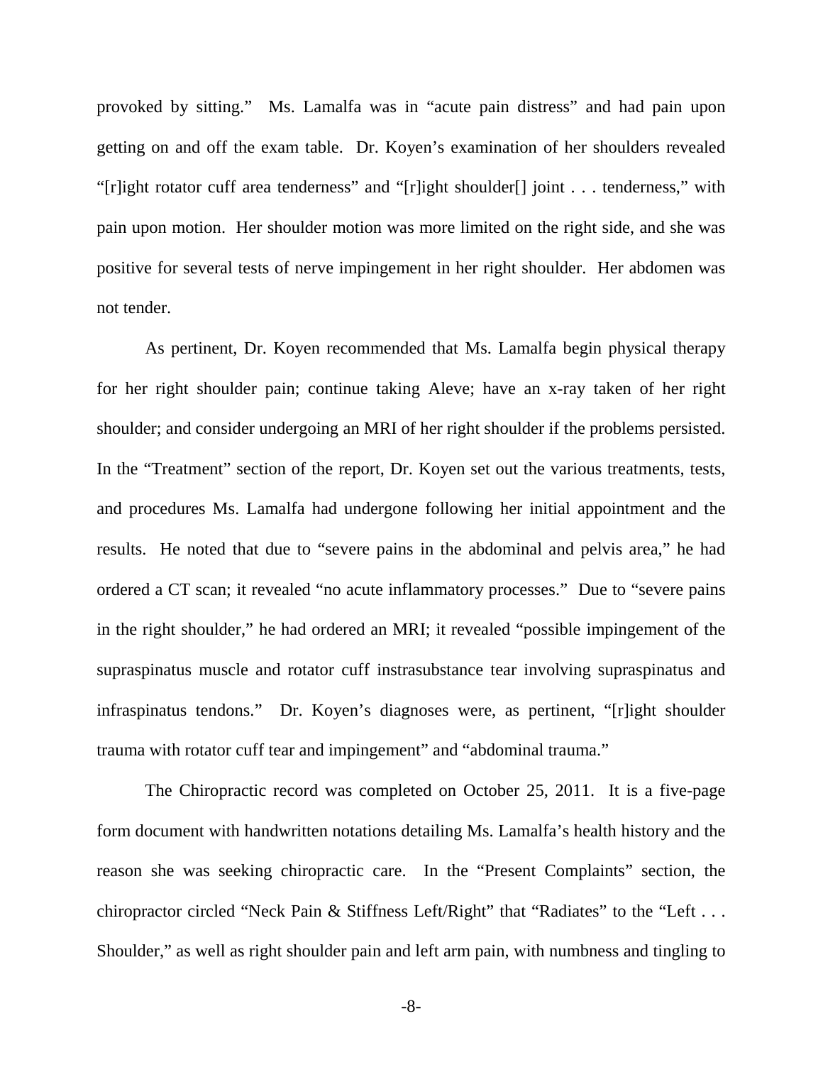provoked by sitting." Ms. Lamalfa was in "acute pain distress" and had pain upon getting on and off the exam table. Dr. Koyen's examination of her shoulders revealed "[r]ight rotator cuff area tenderness" and "[r]ight shoulder[] joint . . . tenderness," with pain upon motion. Her shoulder motion was more limited on the right side, and she was positive for several tests of nerve impingement in her right shoulder. Her abdomen was not tender.

As pertinent, Dr. Koyen recommended that Ms. Lamalfa begin physical therapy for her right shoulder pain; continue taking Aleve; have an x-ray taken of her right shoulder; and consider undergoing an MRI of her right shoulder if the problems persisted. In the "Treatment" section of the report, Dr. Koyen set out the various treatments, tests, and procedures Ms. Lamalfa had undergone following her initial appointment and the results. He noted that due to "severe pains in the abdominal and pelvis area," he had ordered a CT scan; it revealed "no acute inflammatory processes." Due to "severe pains in the right shoulder," he had ordered an MRI; it revealed "possible impingement of the supraspinatus muscle and rotator cuff instrasubstance tear involving supraspinatus and infraspinatus tendons." Dr. Koyen's diagnoses were, as pertinent, "[r]ight shoulder trauma with rotator cuff tear and impingement" and "abdominal trauma."

The Chiropractic record was completed on October 25, 2011. It is a five-page form document with handwritten notations detailing Ms. Lamalfa's health history and the reason she was seeking chiropractic care. In the "Present Complaints" section, the chiropractor circled "Neck Pain & Stiffness Left/Right" that "Radiates" to the "Left . . . Shoulder," as well as right shoulder pain and left arm pain, with numbness and tingling to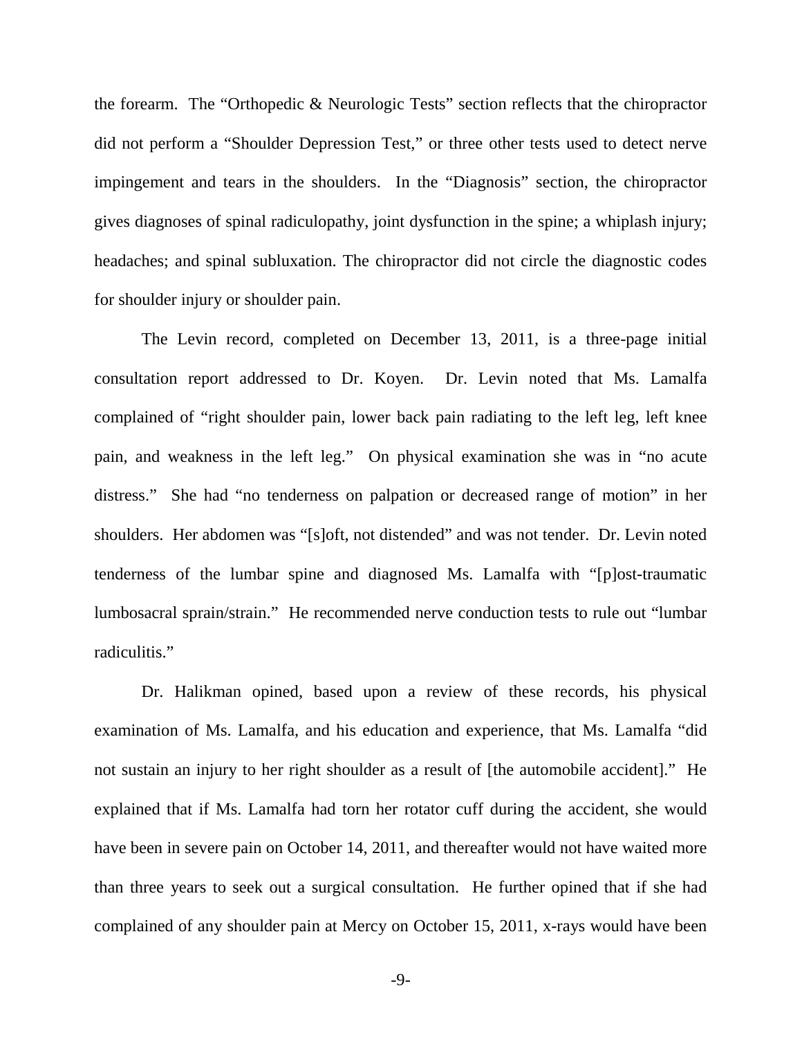the forearm. The "Orthopedic & Neurologic Tests" section reflects that the chiropractor did not perform a "Shoulder Depression Test," or three other tests used to detect nerve impingement and tears in the shoulders. In the "Diagnosis" section, the chiropractor gives diagnoses of spinal radiculopathy, joint dysfunction in the spine; a whiplash injury; headaches; and spinal subluxation. The chiropractor did not circle the diagnostic codes for shoulder injury or shoulder pain.

The Levin record, completed on December 13, 2011, is a three-page initial consultation report addressed to Dr. Koyen. Dr. Levin noted that Ms. Lamalfa complained of "right shoulder pain, lower back pain radiating to the left leg, left knee pain, and weakness in the left leg." On physical examination she was in "no acute distress." She had "no tenderness on palpation or decreased range of motion" in her shoulders. Her abdomen was "[s]oft, not distended" and was not tender. Dr. Levin noted tenderness of the lumbar spine and diagnosed Ms. Lamalfa with "[p]ost-traumatic lumbosacral sprain/strain." He recommended nerve conduction tests to rule out "lumbar radiculitis."

Dr. Halikman opined, based upon a review of these records, his physical examination of Ms. Lamalfa, and his education and experience, that Ms. Lamalfa "did not sustain an injury to her right shoulder as a result of [the automobile accident]." He explained that if Ms. Lamalfa had torn her rotator cuff during the accident, she would have been in severe pain on October 14, 2011, and thereafter would not have waited more than three years to seek out a surgical consultation. He further opined that if she had complained of any shoulder pain at Mercy on October 15, 2011, x-rays would have been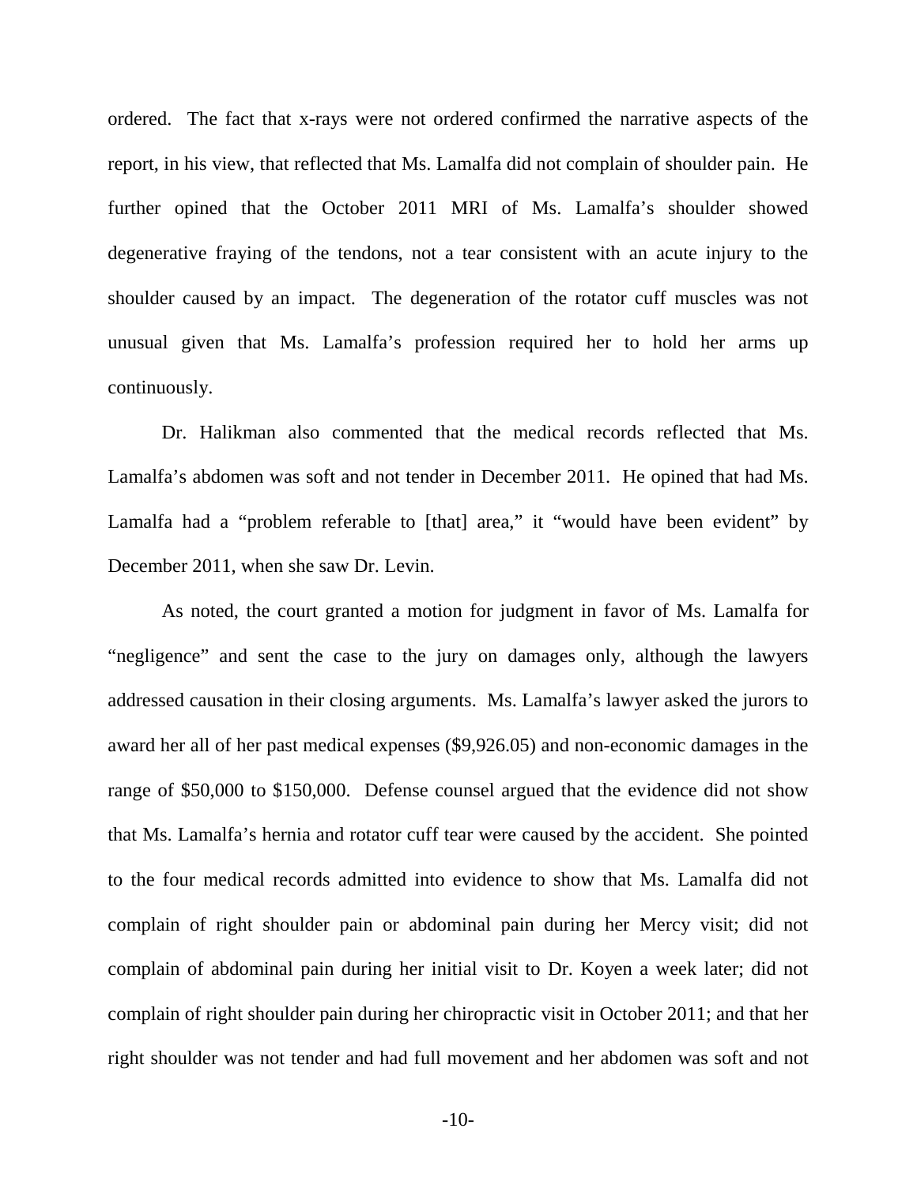ordered. The fact that x-rays were not ordered confirmed the narrative aspects of the report, in his view, that reflected that Ms. Lamalfa did not complain of shoulder pain. He further opined that the October 2011 MRI of Ms. Lamalfa's shoulder showed degenerative fraying of the tendons, not a tear consistent with an acute injury to the shoulder caused by an impact. The degeneration of the rotator cuff muscles was not unusual given that Ms. Lamalfa's profession required her to hold her arms up continuously.

Dr. Halikman also commented that the medical records reflected that Ms. Lamalfa's abdomen was soft and not tender in December 2011. He opined that had Ms. Lamalfa had a "problem referable to [that] area," it "would have been evident" by December 2011, when she saw Dr. Levin.

As noted, the court granted a motion for judgment in favor of Ms. Lamalfa for "negligence" and sent the case to the jury on damages only, although the lawyers addressed causation in their closing arguments. Ms. Lamalfa's lawyer asked the jurors to award her all of her past medical expenses ($9,926.05) and non-economic damages in the range of $50,000 to $150,000. Defense counsel argued that the evidence did not show that Ms. Lamalfa's hernia and rotator cuff tear were caused by the accident. She pointed to the four medical records admitted into evidence to show that Ms. Lamalfa did not complain of right shoulder pain or abdominal pain during her Mercy visit; did not complain of abdominal pain during her initial visit to Dr. Koyen a week later; did not complain of right shoulder pain during her chiropractic visit in October 2011; and that her right shoulder was not tender and had full movement and her abdomen was soft and not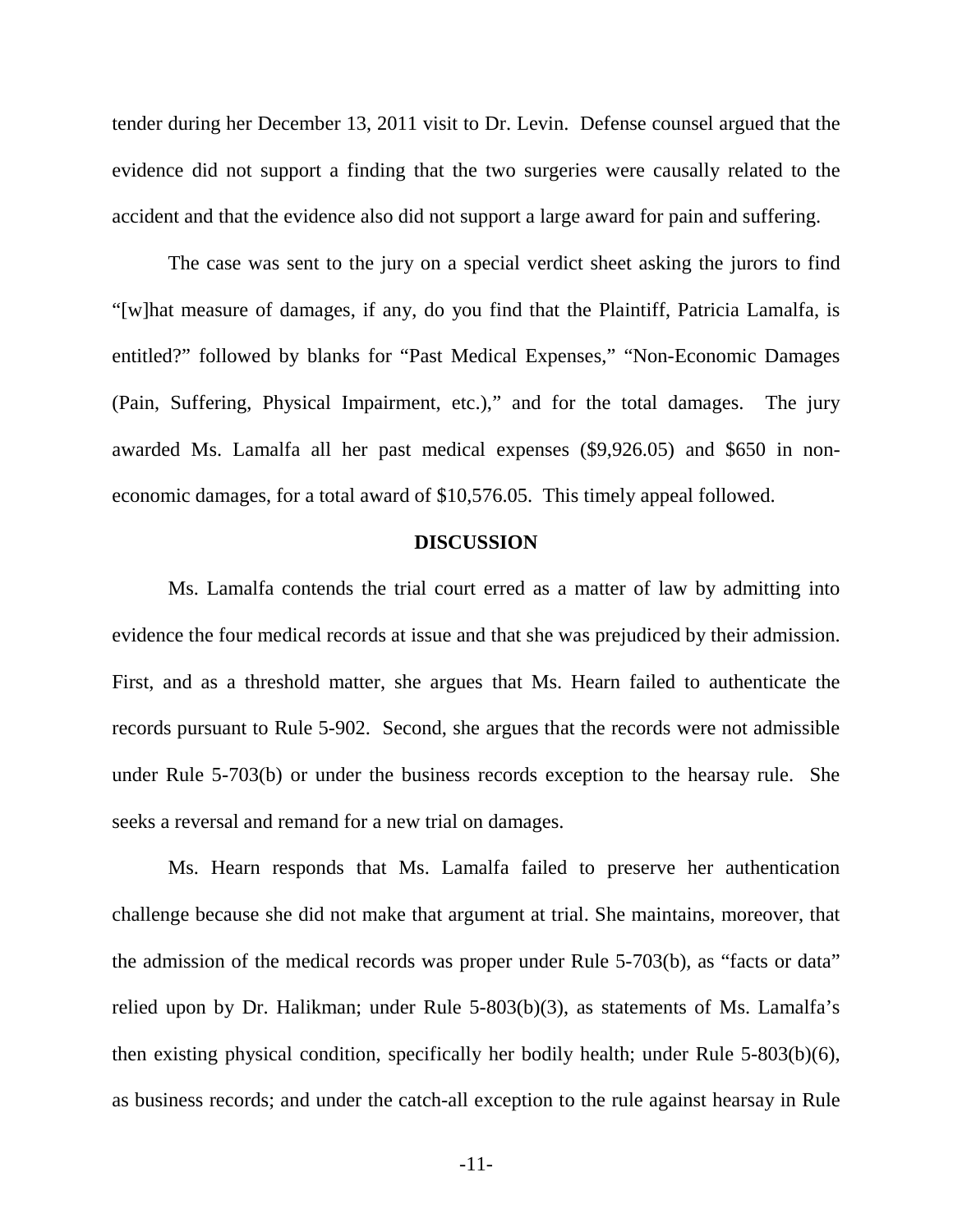tender during her December 13, 2011 visit to Dr. Levin. Defense counsel argued that the evidence did not support a finding that the two surgeries were causally related to the accident and that the evidence also did not support a large award for pain and suffering.

The case was sent to the jury on a special verdict sheet asking the jurors to find "[w]hat measure of damages, if any, do you find that the Plaintiff, Patricia Lamalfa, is entitled?" followed by blanks for "Past Medical Expenses," "Non-Economic Damages (Pain, Suffering, Physical Impairment, etc.)," and for the total damages. The jury awarded Ms. Lamalfa all her past medical expenses ($9,926.05) and $650 in non-economic damages, for a total award of $10,576.05. This timely appeal followed.

## DISCUSSION

Ms. Lamalfa contends the trial court erred as a matter of law by admitting into evidence the four medical records at issue and that she was prejudiced by their admission. First, and as a threshold matter, she argues that Ms. Hearn failed to authenticate the records pursuant to Rule 5-902. Second, she argues that the records were not admissible under Rule 5-703(b) or under the business records exception to the hearsay rule. She seeks a reversal and remand for a new trial on damages.

Ms. Hearn responds that Ms. Lamalfa failed to preserve her authentication challenge because she did not make that argument at trial. She maintains, moreover, that the admission of the medical records was proper under Rule 5-703(b), as "facts or data" relied upon by Dr. Halikman; under Rule 5-803(b)(3), as statements of Ms. Lamalfa's then existing physical condition, specifically her bodily health; under Rule 5-803(b)(6), as business records; and under the catch-all exception to the rule against hearsay in Rule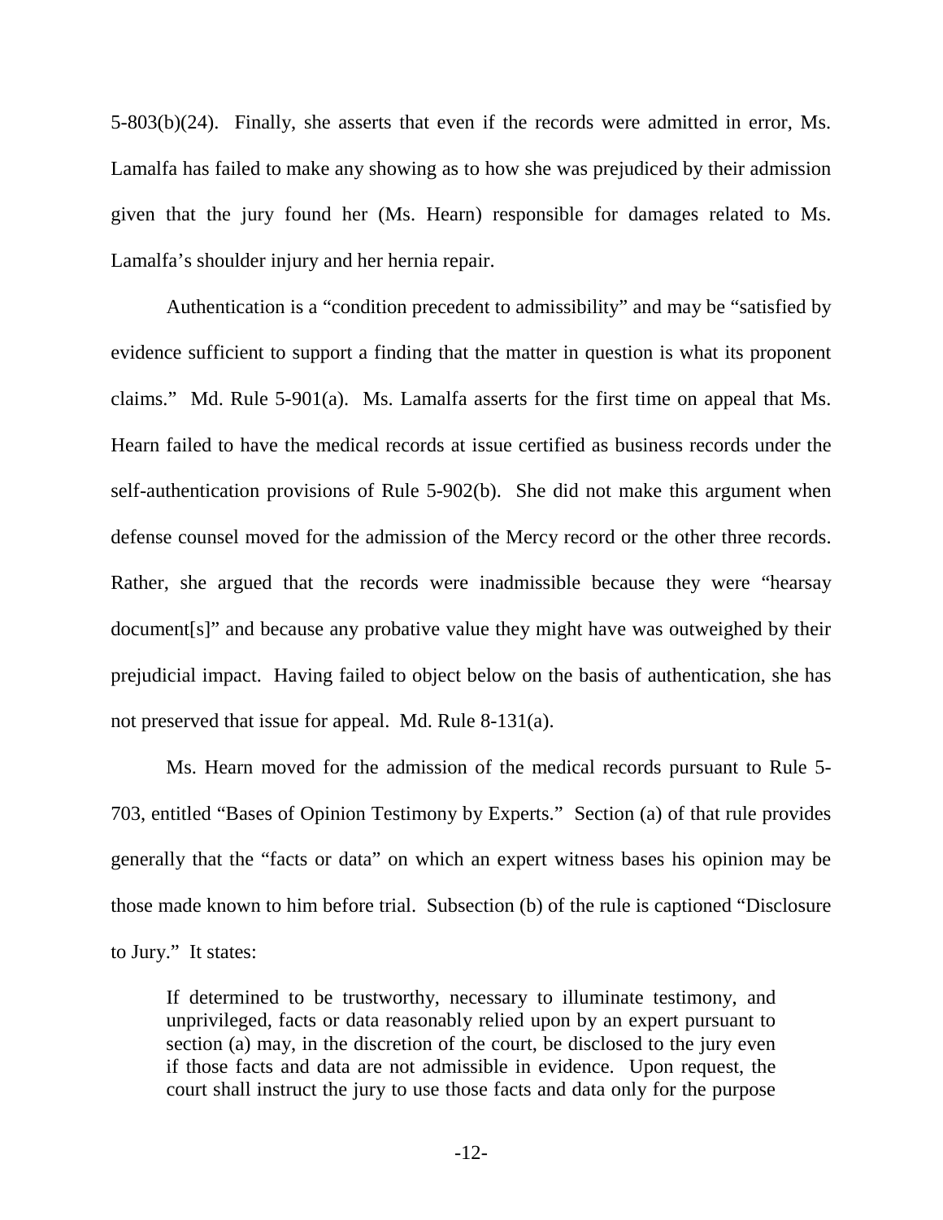5-803(b)(24). Finally, she asserts that even if the records were admitted in error, Ms. Lamalfa has failed to make any showing as to how she was prejudiced by their admission given that the jury found her (Ms. Hearn) responsible for damages related to Ms. Lamalfa's shoulder injury and her hernia repair.

Authentication is a "condition precedent to admissibility" and may be "satisfied by evidence sufficient to support a finding that the matter in question is what its proponent claims." Md. Rule 5-901(a). Ms. Lamalfa asserts for the first time on appeal that Ms. Hearn failed to have the medical records at issue certified as business records under the self-authentication provisions of Rule 5-902(b). She did not make this argument when defense counsel moved for the admission of the Mercy record or the other three records. Rather, she argued that the records were inadmissible because they were "hearsay document[s]" and because any probative value they might have was outweighed by their prejudicial impact. Having failed to object below on the basis of authentication, she has not preserved that issue for appeal. Md. Rule 8-131(a).

Ms. Hearn moved for the admission of the medical records pursuant to Rule 5-703, entitled "Bases of Opinion Testimony by Experts." Section (a) of that rule provides generally that the "facts or data" on which an expert witness bases his opinion may be those made known to him before trial. Subsection (b) of the rule is captioned "Disclosure to Jury." It states:

> If determined to be trustworthy, necessary to illuminate testimony, and unprivileged, facts or data reasonably relied upon by an expert pursuant to section (a) may, in the discretion of the court, be disclosed to the jury even if those facts and data are not admissible in evidence. Upon request, the court shall instruct the jury to use those facts and data only for the purpose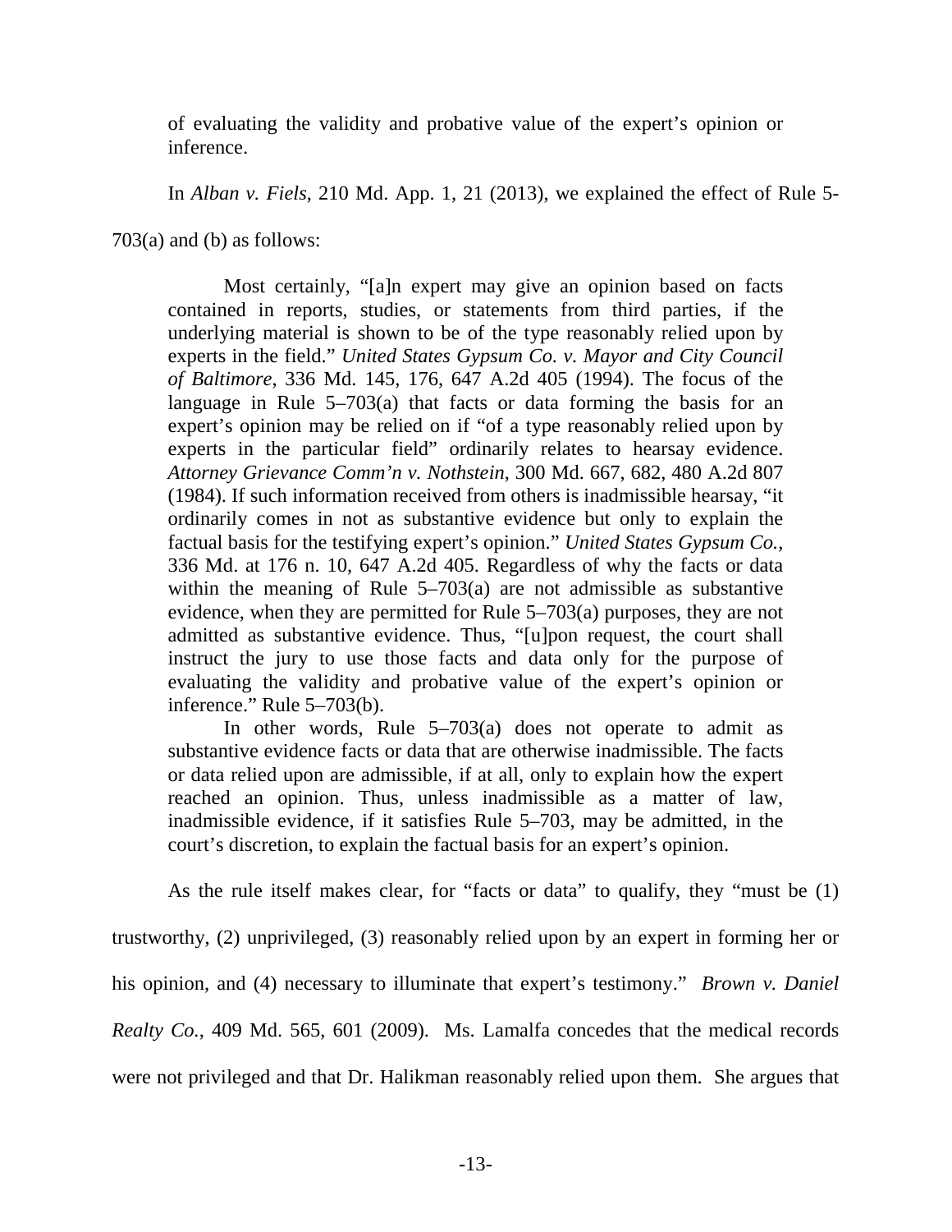of evaluating the validity and probative value of the expert's opinion or inference.

In *Alban v. Fiels*, 210 Md. App. 1, 21 (2013), we explained the effect of Rule 5-703(a) and (b) as follows:

> Most certainly, "[a]n expert may give an opinion based on facts contained in reports, studies, or statements from third parties, if the underlying material is shown to be of the type reasonably relied upon by experts in the field." *United States Gypsum Co. v. Mayor and City Council of Baltimore*, 336 Md. 145, 176, 647 A.2d 405 (1994). The focus of the language in Rule 5–703(a) that facts or data forming the basis for an expert's opinion may be relied on if "of a type reasonably relied upon by experts in the particular field" ordinarily relates to hearsay evidence. *Attorney Grievance Comm'n v. Nothstein*, 300 Md. 667, 682, 480 A.2d 807 (1984). If such information received from others is inadmissible hearsay, "it ordinarily comes in not as substantive evidence but only to explain the factual basis for the testifying expert's opinion." *United States Gypsum Co.*, 336 Md. at 176 n. 10, 647 A.2d 405. Regardless of why the facts or data within the meaning of Rule 5–703(a) are not admissible as substantive evidence, when they are permitted for Rule 5–703(a) purposes, they are not admitted as substantive evidence. Thus, "[u]pon request, the court shall instruct the jury to use those facts and data only for the purpose of evaluating the validity and probative value of the expert's opinion or inference." Rule 5–703(b).
>
> In other words, Rule 5–703(a) does not operate to admit as substantive evidence facts or data that are otherwise inadmissible. The facts or data relied upon are admissible, if at all, only to explain how the expert reached an opinion. Thus, unless inadmissible as a matter of law, inadmissible evidence, if it satisfies Rule 5–703, may be admitted, in the court's discretion, to explain the factual basis for an expert's opinion.

As the rule itself makes clear, for "facts or data" to qualify, they "must be (1) trustworthy, (2) unprivileged, (3) reasonably relied upon by an expert in forming her or his opinion, and (4) necessary to illuminate that expert's testimony." *Brown v. Daniel Realty Co.*, 409 Md. 565, 601 (2009). Ms. Lamalfa concedes that the medical records were not privileged and that Dr. Halikman reasonably relied upon them. She argues that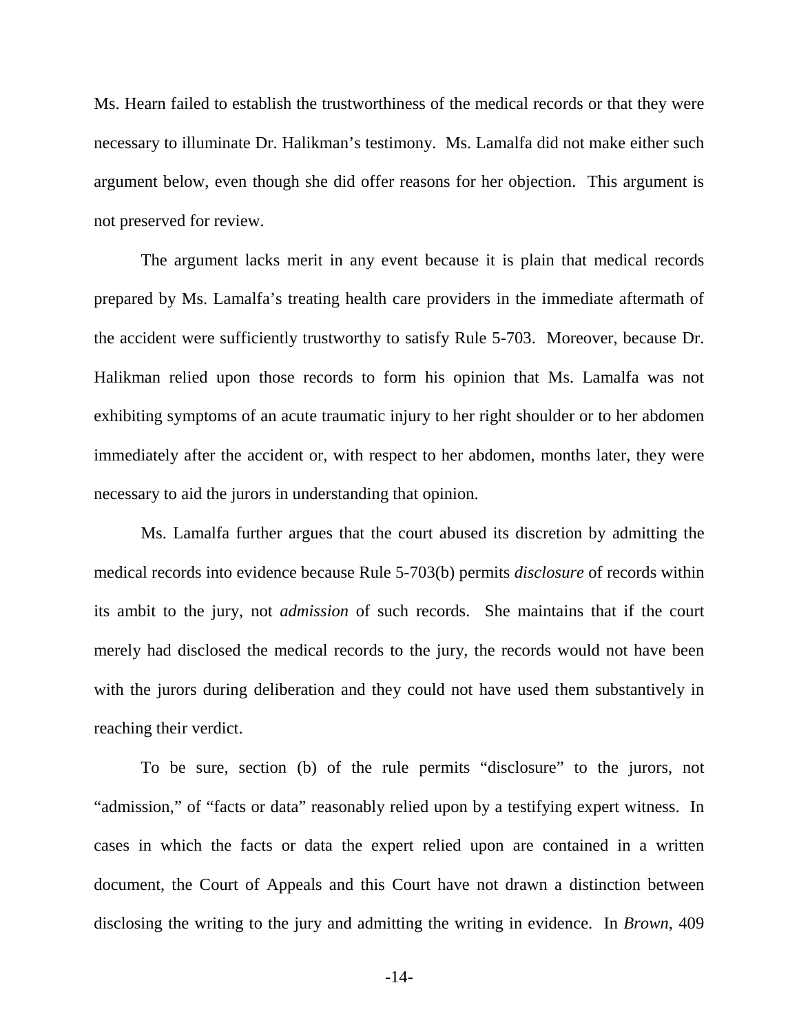Ms. Hearn failed to establish the trustworthiness of the medical records or that they were necessary to illuminate Dr. Halikman's testimony. Ms. Lamalfa did not make either such argument below, even though she did offer reasons for her objection. This argument is not preserved for review.

The argument lacks merit in any event because it is plain that medical records prepared by Ms. Lamalfa's treating health care providers in the immediate aftermath of the accident were sufficiently trustworthy to satisfy Rule 5-703. Moreover, because Dr. Halikman relied upon those records to form his opinion that Ms. Lamalfa was not exhibiting symptoms of an acute traumatic injury to her right shoulder or to her abdomen immediately after the accident or, with respect to her abdomen, months later, they were necessary to aid the jurors in understanding that opinion.

Ms. Lamalfa further argues that the court abused its discretion by admitting the medical records into evidence because Rule 5-703(b) permits *disclosure* of records within its ambit to the jury, not *admission* of such records. She maintains that if the court merely had disclosed the medical records to the jury, the records would not have been with the jurors during deliberation and they could not have used them substantively in reaching their verdict.

To be sure, section (b) of the rule permits "disclosure" to the jurors, not "admission," of "facts or data" reasonably relied upon by a testifying expert witness. In cases in which the facts or data the expert relied upon are contained in a written document, the Court of Appeals and this Court have not drawn a distinction between disclosing the writing to the jury and admitting the writing in evidence. In *Brown*, 409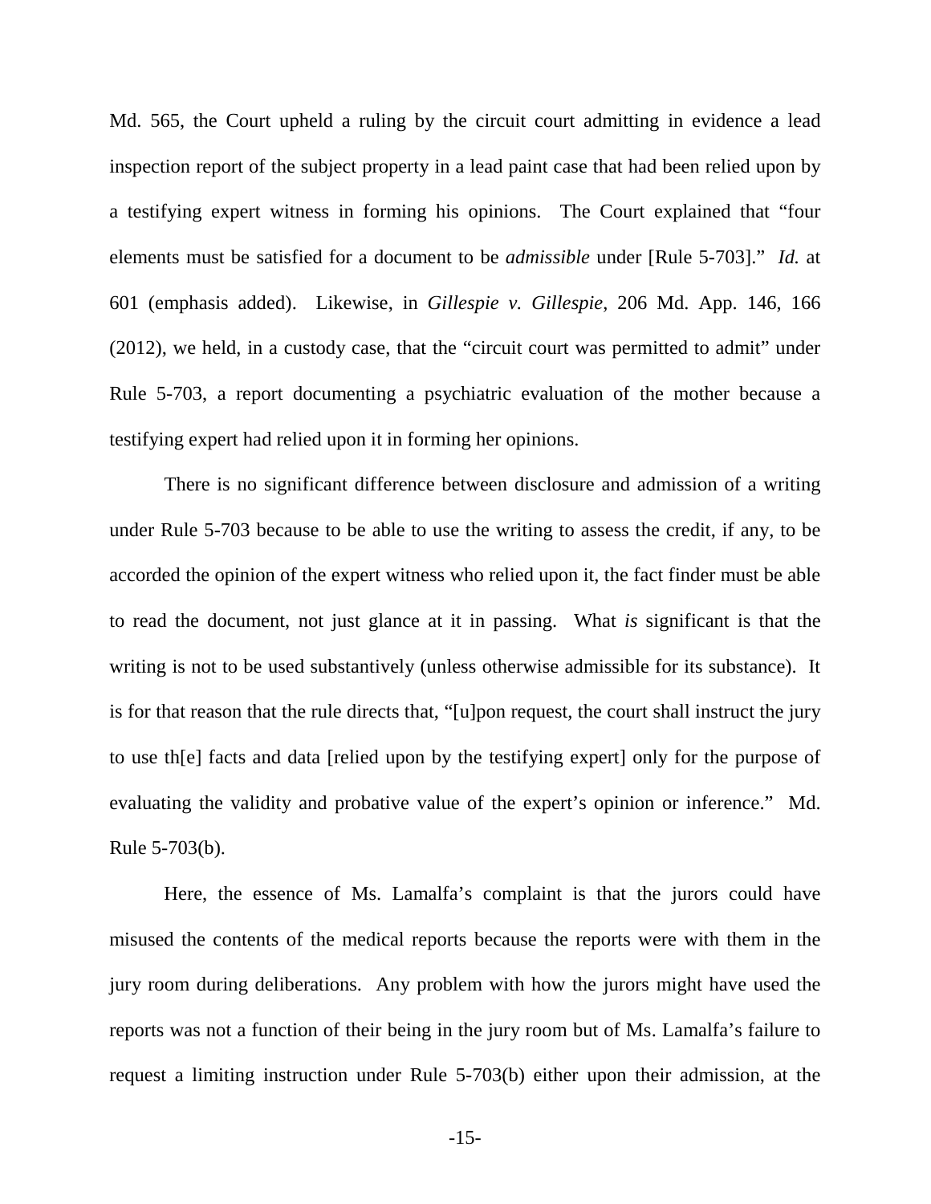Md. 565, the Court upheld a ruling by the circuit court admitting in evidence a lead inspection report of the subject property in a lead paint case that had been relied upon by a testifying expert witness in forming his opinions. The Court explained that "four elements must be satisfied for a document to be *admissible* under [Rule 5-703]." *Id.* at 601 (emphasis added). Likewise, in *Gillespie v. Gillespie*, 206 Md. App. 146, 166 (2012), we held, in a custody case, that the "circuit court was permitted to admit" under Rule 5-703, a report documenting a psychiatric evaluation of the mother because a testifying expert had relied upon it in forming her opinions.

There is no significant difference between disclosure and admission of a writing under Rule 5-703 because to be able to use the writing to assess the credit, if any, to be accorded the opinion of the expert witness who relied upon it, the fact finder must be able to read the document, not just glance at it in passing. What *is* significant is that the writing is not to be used substantively (unless otherwise admissible for its substance). It is for that reason that the rule directs that, "[u]pon request, the court shall instruct the jury to use th[e] facts and data [relied upon by the testifying expert] only for the purpose of evaluating the validity and probative value of the expert's opinion or inference." Md. Rule 5-703(b).

Here, the essence of Ms. Lamalfa's complaint is that the jurors could have misused the contents of the medical reports because the reports were with them in the jury room during deliberations. Any problem with how the jurors might have used the reports was not a function of their being in the jury room but of Ms. Lamalfa's failure to request a limiting instruction under Rule 5-703(b) either upon their admission, at the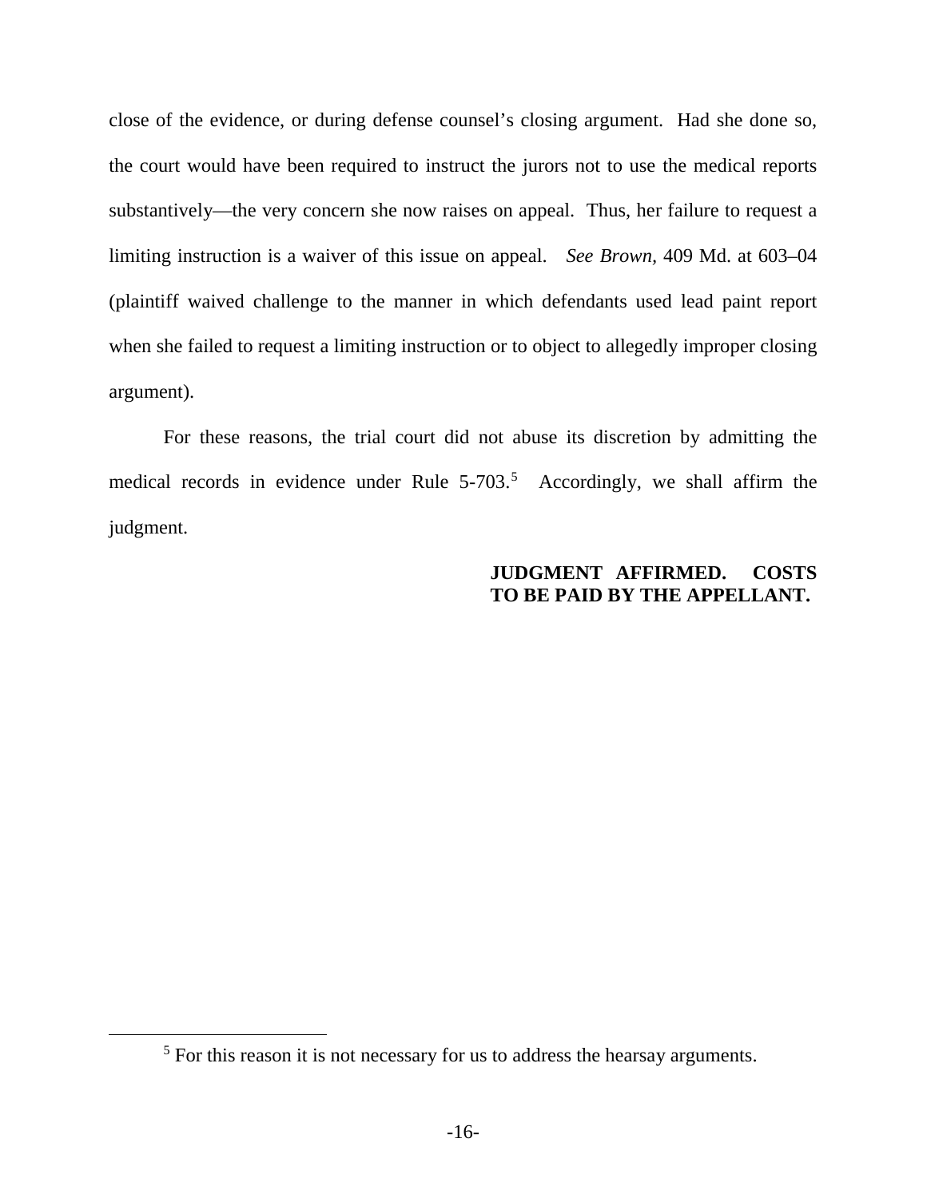close of the evidence, or during defense counsel's closing argument. Had she done so, the court would have been required to instruct the jurors not to use the medical reports substantively—the very concern she now raises on appeal. Thus, her failure to request a limiting instruction is a waiver of this issue on appeal. *See Brown,* 409 Md. at 603–04 (plaintiff waived challenge to the manner in which defendants used lead paint report when she failed to request a limiting instruction or to object to allegedly improper closing argument).

For these reasons, the trial court did not abuse its discretion by admitting the medical records in evidence under Rule 5-703.[5] Accordingly, we shall affirm the judgment.

**JUDGMENT AFFIRMED. COSTS TO BE PAID BY THE APPELLANT.**

[5] For this reason it is not necessary for us to address the hearsay arguments.